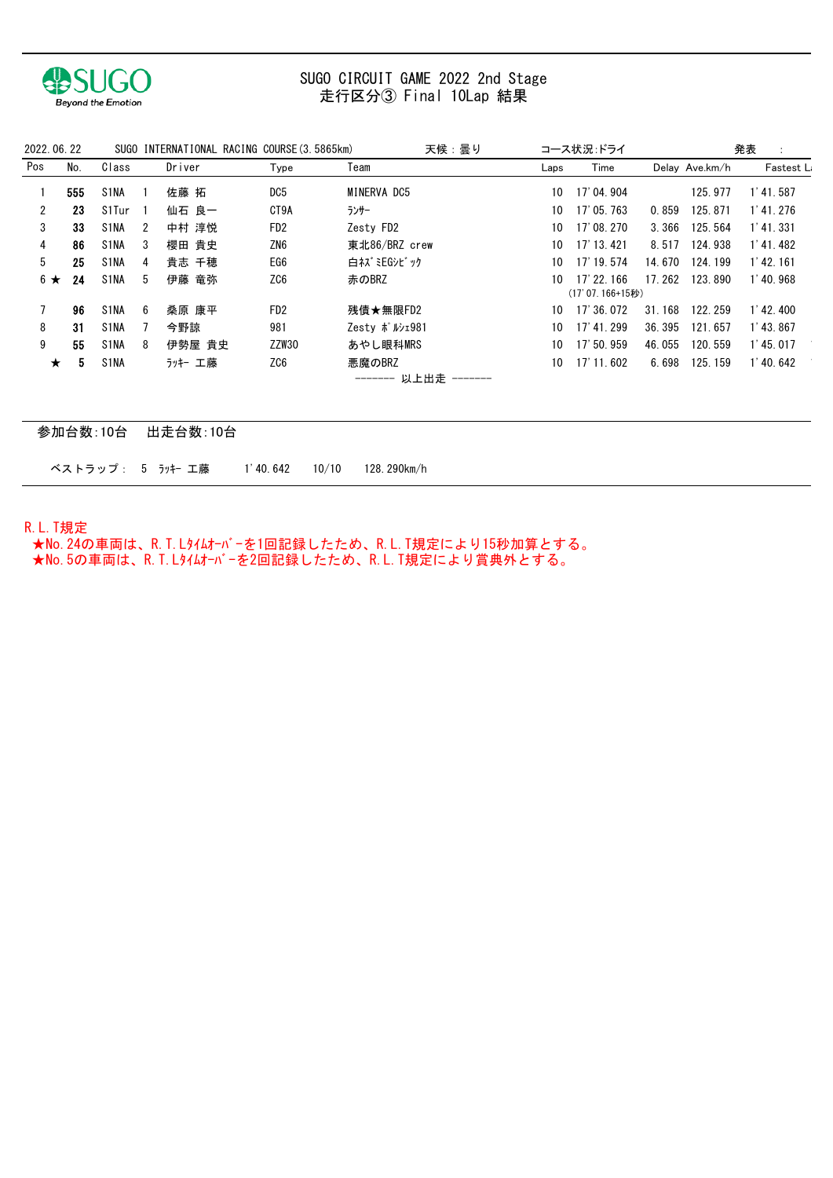SUGO Beyond the Emotion

# SUGO CIRCUIT GAME 2022 2nd Stage
## 走行区分③ Final 10Lap 結果

2022.06.22　SUGO INTERNATIONAL RACING COURSE(3.5865km)　天候：曇り　コース状況:ドライ　発表　：

| Pos | No. | Class | | Driver | Type | Team | Laps | Time | Delay | Ave.km/h | Fastest Lap |
|---|---|---|---|---|---|---|---|---|---|---|---|
| 1 | **555** | S1NA | 1 | 佐藤 拓 | DC5 | MINERVA DC5 | 10 | 17'04.904 | | 125.977 | 1'41.587 |
| 2 | **23** | S1Tur | 1 | 仙石 良一 | CT9A | ﾗﾝｻｰ | 10 | 17'05.763 | 0.859 | 125.871 | 1'41.276 |
| 3 | **33** | S1NA | 2 | 中村 淳悦 | FD2 | Zesty FD2 | 10 | 17'08.270 | 3.366 | 125.564 | 1'41.331 |
| 4 | **86** | S1NA | 3 | 櫻田 貴史 | ZN6 | 東北86/BRZ crew | 10 | 17'13.421 | 8.517 | 124.938 | 1'41.482 |
| 5 | **25** | S1NA | 4 | 貴志 千穂 | EG6 | 白ﾈｽﾞﾐEGｼﾋﾞｯｸ | 10 | 17'19.574 | 14.670 | 124.199 | 1'42.161 |
| 6 ★ | **24** | S1NA | 5 | 伊藤 竜弥 | ZC6 | 赤のBRZ | 10 | 17'22.166 (17'07.166+15秒) | 17.262 | 123.890 | 1'40.968 |
| 7 | **96** | S1NA | 6 | 桑原 康平 | FD2 | 残債★無限FD2 | 10 | 17'36.072 | 31.168 | 122.259 | 1'42.400 |
| 8 | **31** | S1NA | 7 | 今野諒 | 981 | Zesty ﾎﾟﾙｼｪ981 | 10 | 17'41.299 | 36.395 | 121.657 | 1'43.867 |
| 9 | **55** | S1NA | 8 | 伊勢屋 貴史 | ZZW30 | あやし眼科MRS | 10 | 17'50.959 | 46.055 | 120.559 | 1'45.017 |
| ★ | **5** | S1NA | | ﾗｯｷｰ 工藤 | ZC6 | 悪魔のBRZ | 10 | 17'11.602 | 6.698 | 125.159 | 1'40.642 |

------- 以上出走 -------

参加台数:10台　出走台数:10台

ベストラップ：　5　ﾗｯｷｰ 工藤　1'40.642　10/10　128.290km/h

R.L.T規定
★No.24の車両は、R.T.Lﾀｲﾑｵｰﾊﾞｰを1回記録したため、R.L.T規定により15秒加算とする。
★No.5の車両は、R.T.Lﾀｲﾑｵｰﾊﾞｰを2回記録したため、R.L.T規定により賞典外とする。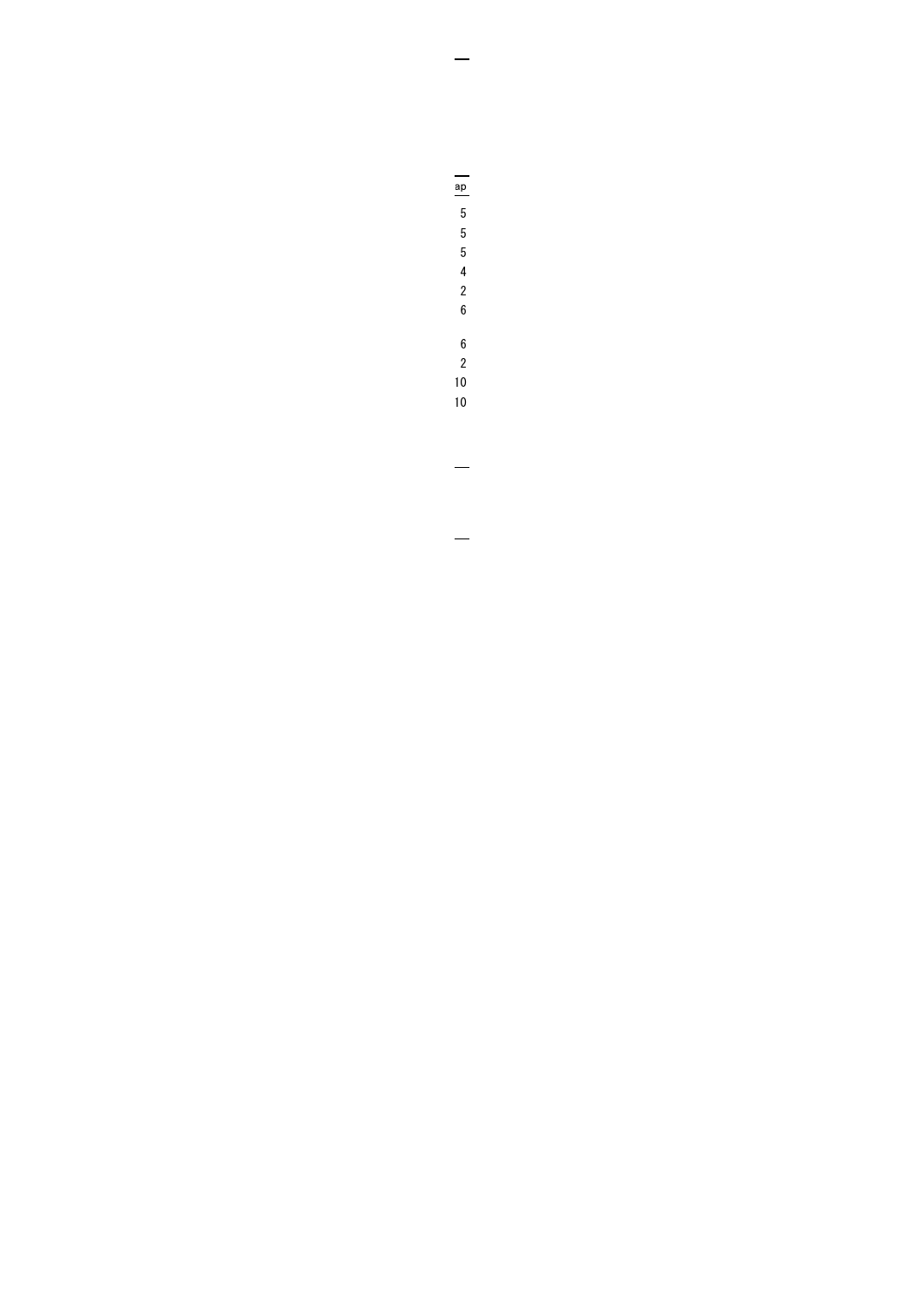| ap |
| --- |
| 5 |
| 5 |
| 5 |
| 4 |
| 2 |
| 6 |
| 6 |
| 2 |
| 10 |
| 10 |